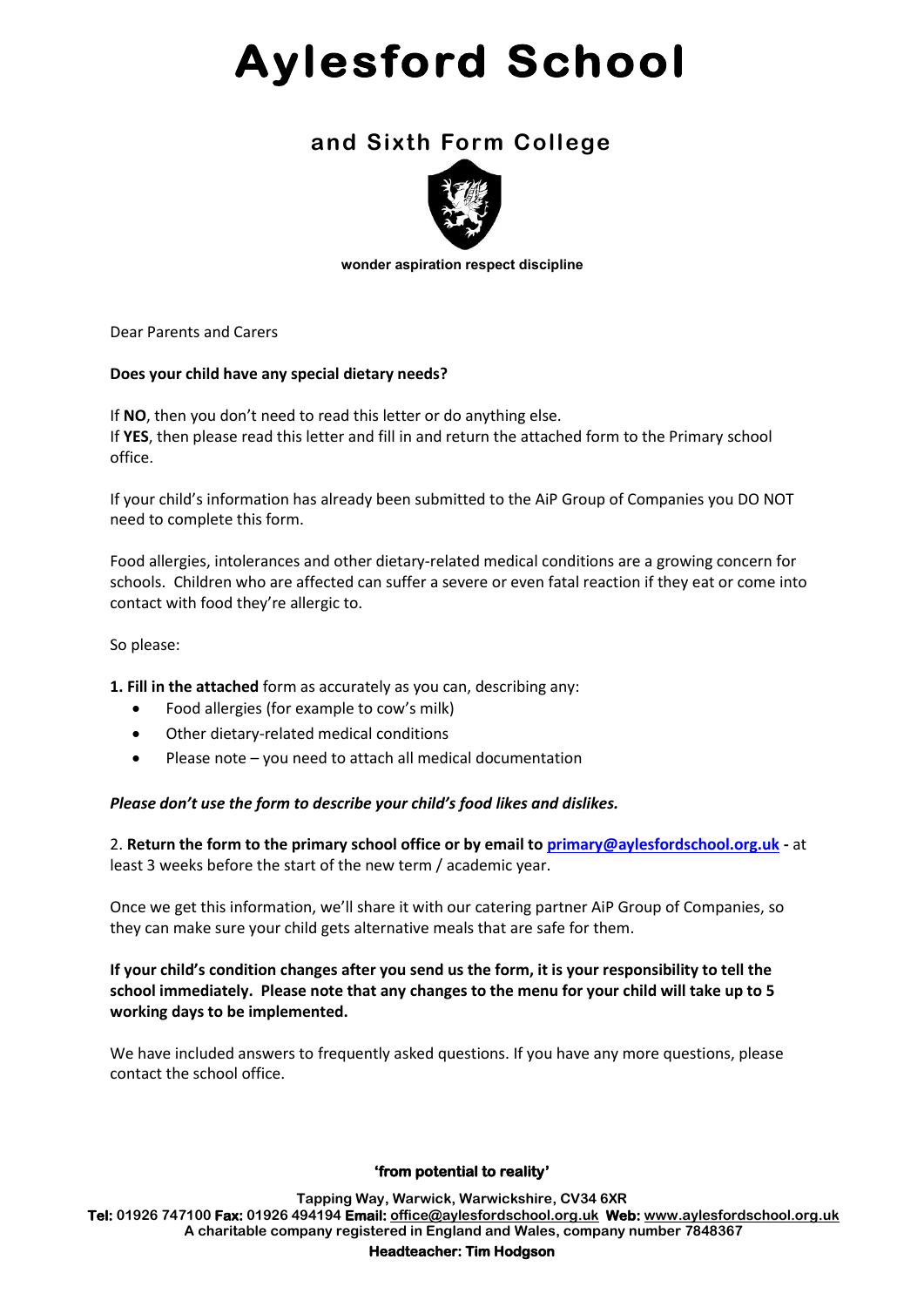# Aylesford School

## and Sixth Form College

**wonder aspiration respect discipline**

Dear Parents and Carers

**Does your child have any special dietary needs?**

If **NO**, then you don't need to read this letter or do anything else.
If **YES**, then please read this letter and fill in and return the attached form to the Primary school office.

If your child's information has already been submitted to the AiP Group of Companies you DO NOT need to complete this form.

Food allergies, intolerances and other dietary-related medical conditions are a growing concern for schools. Children who are affected can suffer a severe or even fatal reaction if they eat or come into contact with food they're allergic to.

So please:

**1. Fill in the attached** form as accurately as you can, describing any:

- Food allergies (for example to cow's milk)
- Other dietary-related medical conditions
- Please note – you need to attach all medical documentation

***Please don't use the form to describe your child's food likes and dislikes.***

2. **Return the form to the primary school office or by email to [primary@aylesfordschool.org.uk](mailto:primary@aylesfordschool.org.uk) -** at least 3 weeks before the start of the new term / academic year.

Once we get this information, we'll share it with our catering partner AiP Group of Companies, so they can make sure your child gets alternative meals that are safe for them.

**If your child's condition changes after you send us the form, it is your responsibility to tell the school immediately. Please note that any changes to the menu for your child will take up to 5 working days to be implemented.**

We have included answers to frequently asked questions. If you have any more questions, please contact the school office.

**'from potential to reality'**

Tapping Way, Warwick, Warwickshire, CV34 6XR
**Tel:** 01926 747100 **Fax:** 01926 494194 **Email:** office@aylesfordschool.org.uk **Web:** www.aylesfordschool.org.uk
A charitable company registered in England and Wales, company number 7848367
**Headteacher: Tim Hodgson**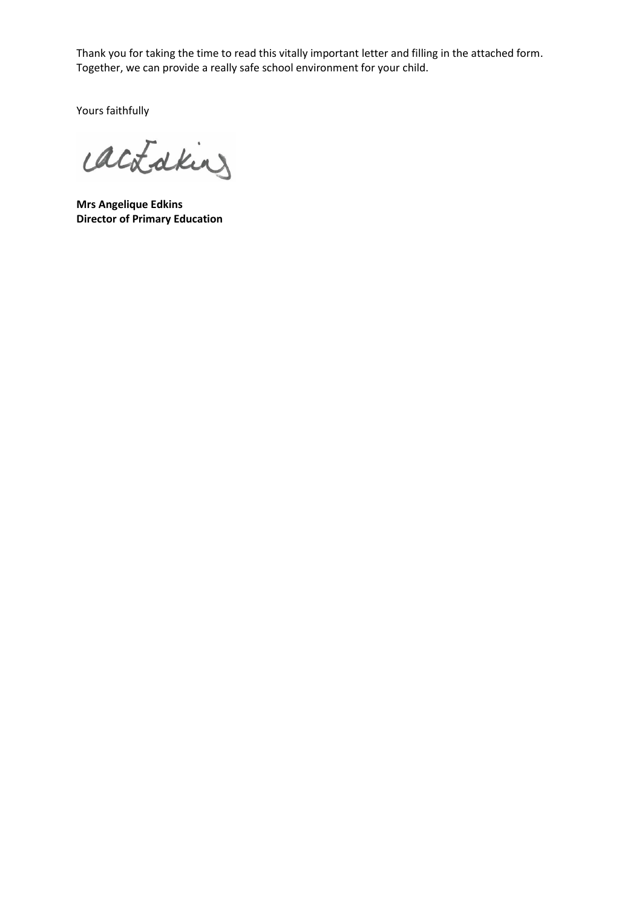Thank you for taking the time to read this vitally important letter and filling in the attached form. Together, we can provide a really safe school environment for your child.

Yours faithfully

**Mrs Angelique Edkins**
**Director of Primary Education**